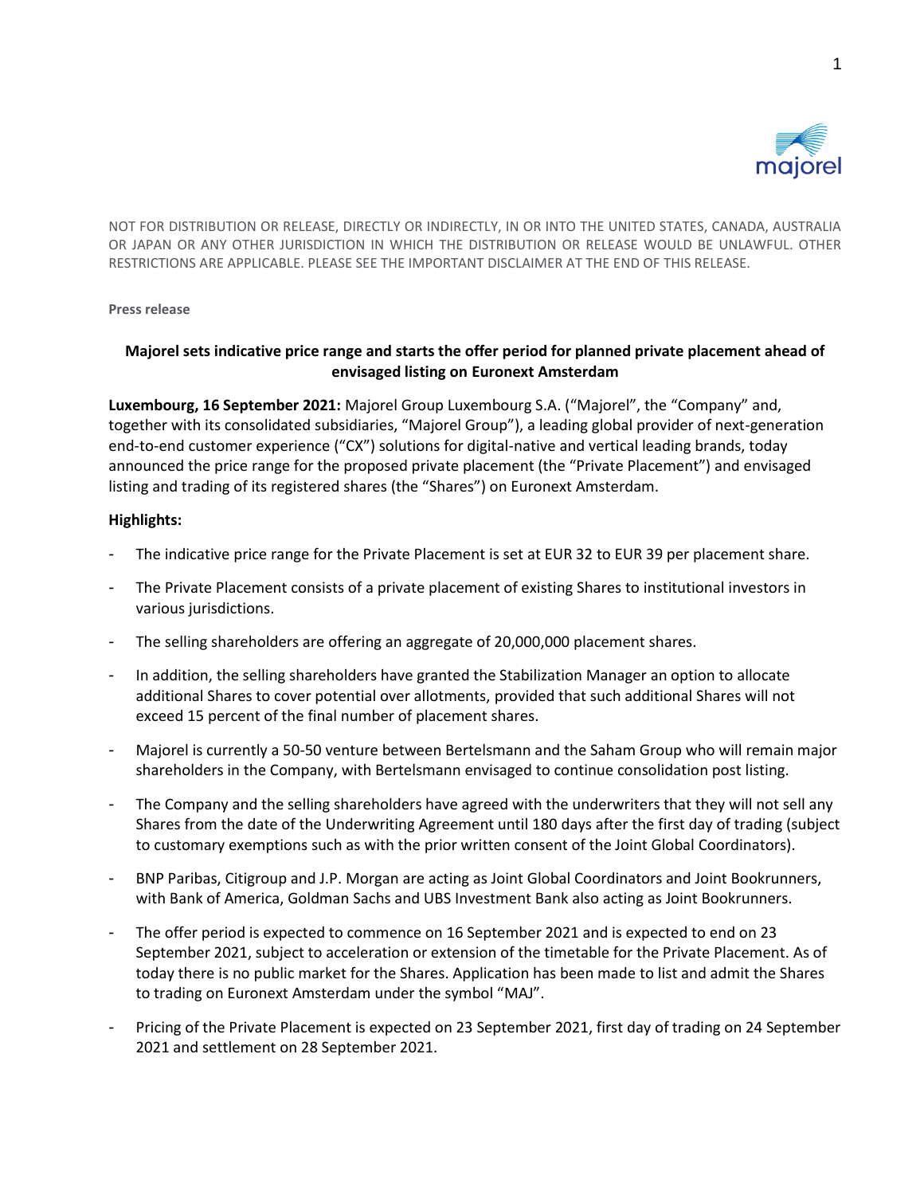NOT FOR DISTRIBUTION OR RELEASE, DIRECTLY OR INDIRECTLY, IN OR INTO THE UNITED STATES, CANADA, AUSTRALIA OR JAPAN OR ANY OTHER JURISDICTION IN WHICH THE DISTRIBUTION OR RELEASE WOULD BE UNLAWFUL. OTHER RESTRICTIONS ARE APPLICABLE. PLEASE SEE THE IMPORTANT DISCLAIMER AT THE END OF THIS RELEASE.

**Press release**

**Majorel sets indicative price range and starts the offer period for planned private placement ahead of envisaged listing on Euronext Amsterdam**

**Luxembourg, 16 September 2021:** Majorel Group Luxembourg S.A. ("Majorel", the "Company" and, together with its consolidated subsidiaries, "Majorel Group"), a leading global provider of next-generation end-to-end customer experience ("CX") solutions for digital-native and vertical leading brands, today announced the price range for the proposed private placement (the "Private Placement") and envisaged listing and trading of its registered shares (the "Shares") on Euronext Amsterdam.

**Highlights:**

- The indicative price range for the Private Placement is set at EUR 32 to EUR 39 per placement share.
- The Private Placement consists of a private placement of existing Shares to institutional investors in various jurisdictions.
- The selling shareholders are offering an aggregate of 20,000,000 placement shares.
- In addition, the selling shareholders have granted the Stabilization Manager an option to allocate additional Shares to cover potential over allotments, provided that such additional Shares will not exceed 15 percent of the final number of placement shares.
- Majorel is currently a 50-50 venture between Bertelsmann and the Saham Group who will remain major shareholders in the Company, with Bertelsmann envisaged to continue consolidation post listing.
- The Company and the selling shareholders have agreed with the underwriters that they will not sell any Shares from the date of the Underwriting Agreement until 180 days after the first day of trading (subject to customary exemptions such as with the prior written consent of the Joint Global Coordinators).
- BNP Paribas, Citigroup and J.P. Morgan are acting as Joint Global Coordinators and Joint Bookrunners, with Bank of America, Goldman Sachs and UBS Investment Bank also acting as Joint Bookrunners.
- The offer period is expected to commence on 16 September 2021 and is expected to end on 23 September 2021, subject to acceleration or extension of the timetable for the Private Placement. As of today there is no public market for the Shares. Application has been made to list and admit the Shares to trading on Euronext Amsterdam under the symbol "MAJ".
- Pricing of the Private Placement is expected on 23 September 2021, first day of trading on 24 September 2021 and settlement on 28 September 2021.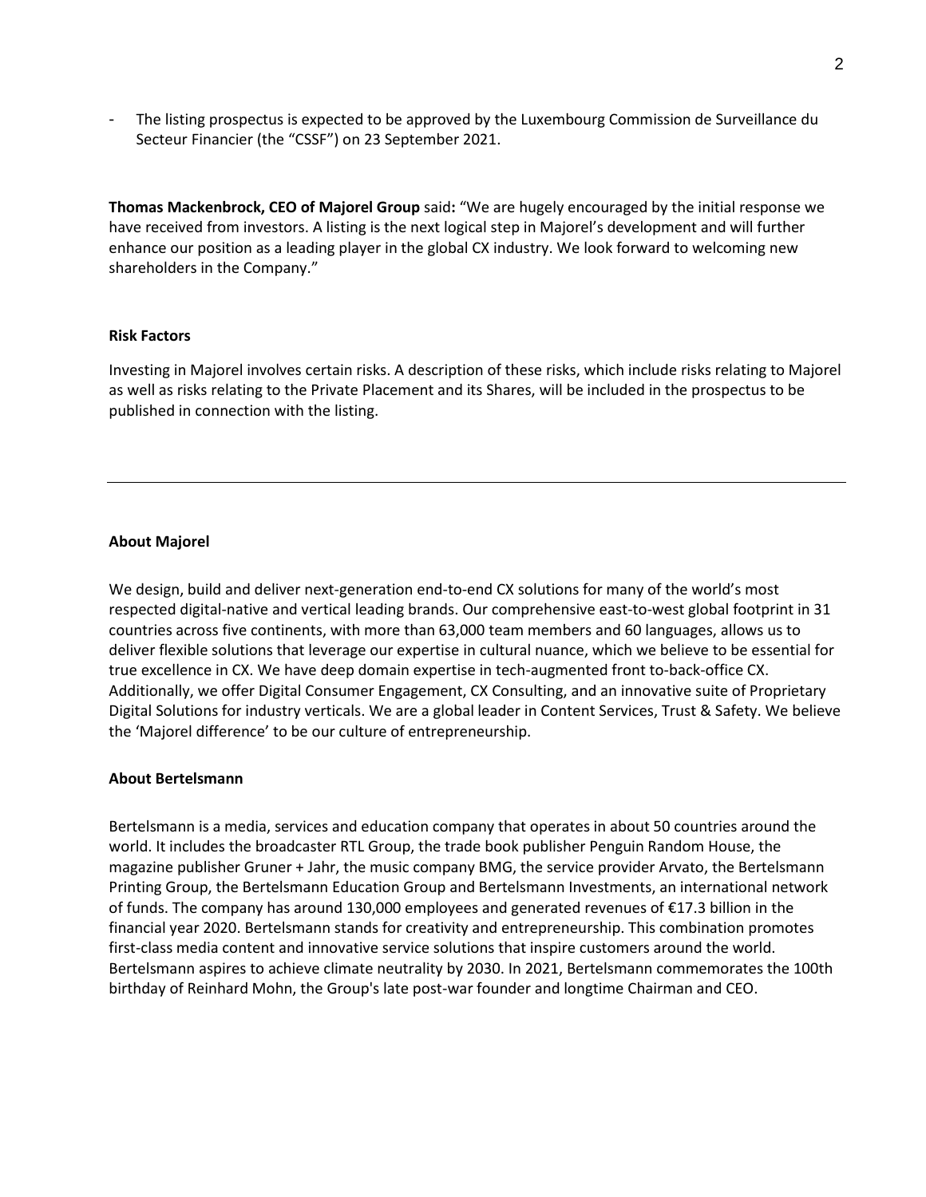- The listing prospectus is expected to be approved by the Luxembourg Commission de Surveillance du Secteur Financier (the "CSSF") on 23 September 2021.

**Thomas Mackenbrock, CEO of Majorel Group** said**:** "We are hugely encouraged by the initial response we have received from investors. A listing is the next logical step in Majorel's development and will further enhance our position as a leading player in the global CX industry. We look forward to welcoming new shareholders in the Company."

**Risk Factors**

Investing in Majorel involves certain risks. A description of these risks, which include risks relating to Majorel as well as risks relating to the Private Placement and its Shares, will be included in the prospectus to be published in connection with the listing.

---

**About Majorel**

We design, build and deliver next-generation end-to-end CX solutions for many of the world's most respected digital-native and vertical leading brands. Our comprehensive east-to-west global footprint in 31 countries across five continents, with more than 63,000 team members and 60 languages, allows us to deliver flexible solutions that leverage our expertise in cultural nuance, which we believe to be essential for true excellence in CX. We have deep domain expertise in tech-augmented front to-back-office CX. Additionally, we offer Digital Consumer Engagement, CX Consulting, and an innovative suite of Proprietary Digital Solutions for industry verticals. We are a global leader in Content Services, Trust & Safety. We believe the 'Majorel difference' to be our culture of entrepreneurship.

**About Bertelsmann**

Bertelsmann is a media, services and education company that operates in about 50 countries around the world. It includes the broadcaster RTL Group, the trade book publisher Penguin Random House, the magazine publisher Gruner + Jahr, the music company BMG, the service provider Arvato, the Bertelsmann Printing Group, the Bertelsmann Education Group and Bertelsmann Investments, an international network of funds. The company has around 130,000 employees and generated revenues of €17.3 billion in the financial year 2020. Bertelsmann stands for creativity and entrepreneurship. This combination promotes first-class media content and innovative service solutions that inspire customers around the world. Bertelsmann aspires to achieve climate neutrality by 2030. In 2021, Bertelsmann commemorates the 100th birthday of Reinhard Mohn, the Group's late post-war founder and longtime Chairman and CEO.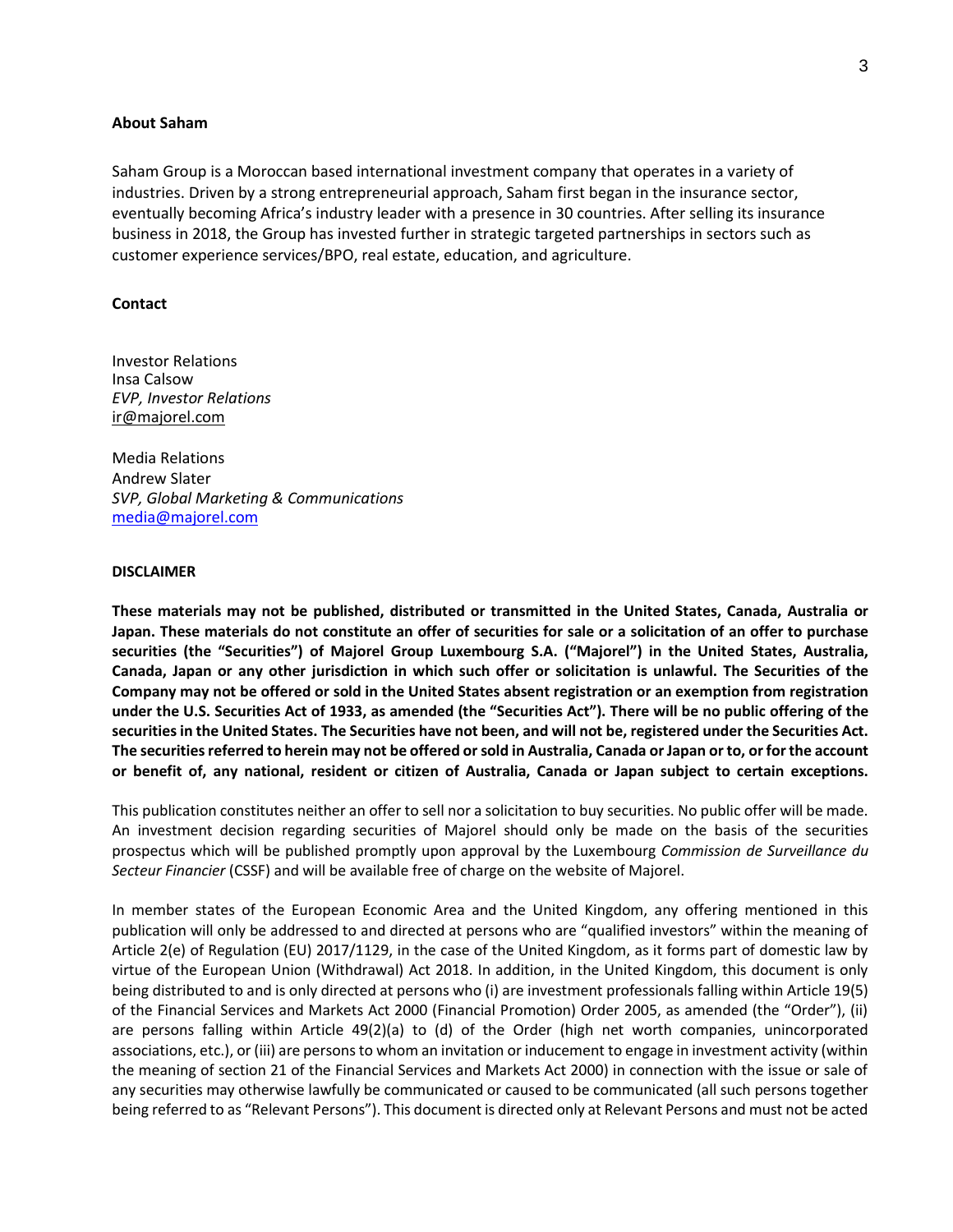**About Saham**

Saham Group is a Moroccan based international investment company that operates in a variety of industries. Driven by a strong entrepreneurial approach, Saham first began in the insurance sector, eventually becoming Africa's industry leader with a presence in 30 countries. After selling its insurance business in 2018, the Group has invested further in strategic targeted partnerships in sectors such as customer experience services/BPO, real estate, education, and agriculture.

**Contact**

Investor Relations
Insa Calsow
*EVP, Investor Relations*
ir@majorel.com

Media Relations
Andrew Slater
*SVP, Global Marketing & Communications*
media@majorel.com

**DISCLAIMER**

**These materials may not be published, distributed or transmitted in the United States, Canada, Australia or Japan. These materials do not constitute an offer of securities for sale or a solicitation of an offer to purchase securities (the "Securities") of Majorel Group Luxembourg S.A. ("Majorel") in the United States, Australia, Canada, Japan or any other jurisdiction in which such offer or solicitation is unlawful. The Securities of the Company may not be offered or sold in the United States absent registration or an exemption from registration under the U.S. Securities Act of 1933, as amended (the "Securities Act"). There will be no public offering of the securities in the United States. The Securities have not been, and will not be, registered under the Securities Act. The securities referred to herein may not be offered or sold in Australia, Canada or Japan or to, or for the account or benefit of, any national, resident or citizen of Australia, Canada or Japan subject to certain exceptions.**

This publication constitutes neither an offer to sell nor a solicitation to buy securities. No public offer will be made. An investment decision regarding securities of Majorel should only be made on the basis of the securities prospectus which will be published promptly upon approval by the Luxembourg *Commission de Surveillance du Secteur Financier* (CSSF) and will be available free of charge on the website of Majorel.

In member states of the European Economic Area and the United Kingdom, any offering mentioned in this publication will only be addressed to and directed at persons who are "qualified investors" within the meaning of Article 2(e) of Regulation (EU) 2017/1129, in the case of the United Kingdom, as it forms part of domestic law by virtue of the European Union (Withdrawal) Act 2018. In addition, in the United Kingdom, this document is only being distributed to and is only directed at persons who (i) are investment professionals falling within Article 19(5) of the Financial Services and Markets Act 2000 (Financial Promotion) Order 2005, as amended (the "Order"), (ii) are persons falling within Article 49(2)(a) to (d) of the Order (high net worth companies, unincorporated associations, etc.), or (iii) are persons to whom an invitation or inducement to engage in investment activity (within the meaning of section 21 of the Financial Services and Markets Act 2000) in connection with the issue or sale of any securities may otherwise lawfully be communicated or caused to be communicated (all such persons together being referred to as "Relevant Persons"). This document is directed only at Relevant Persons and must not be acted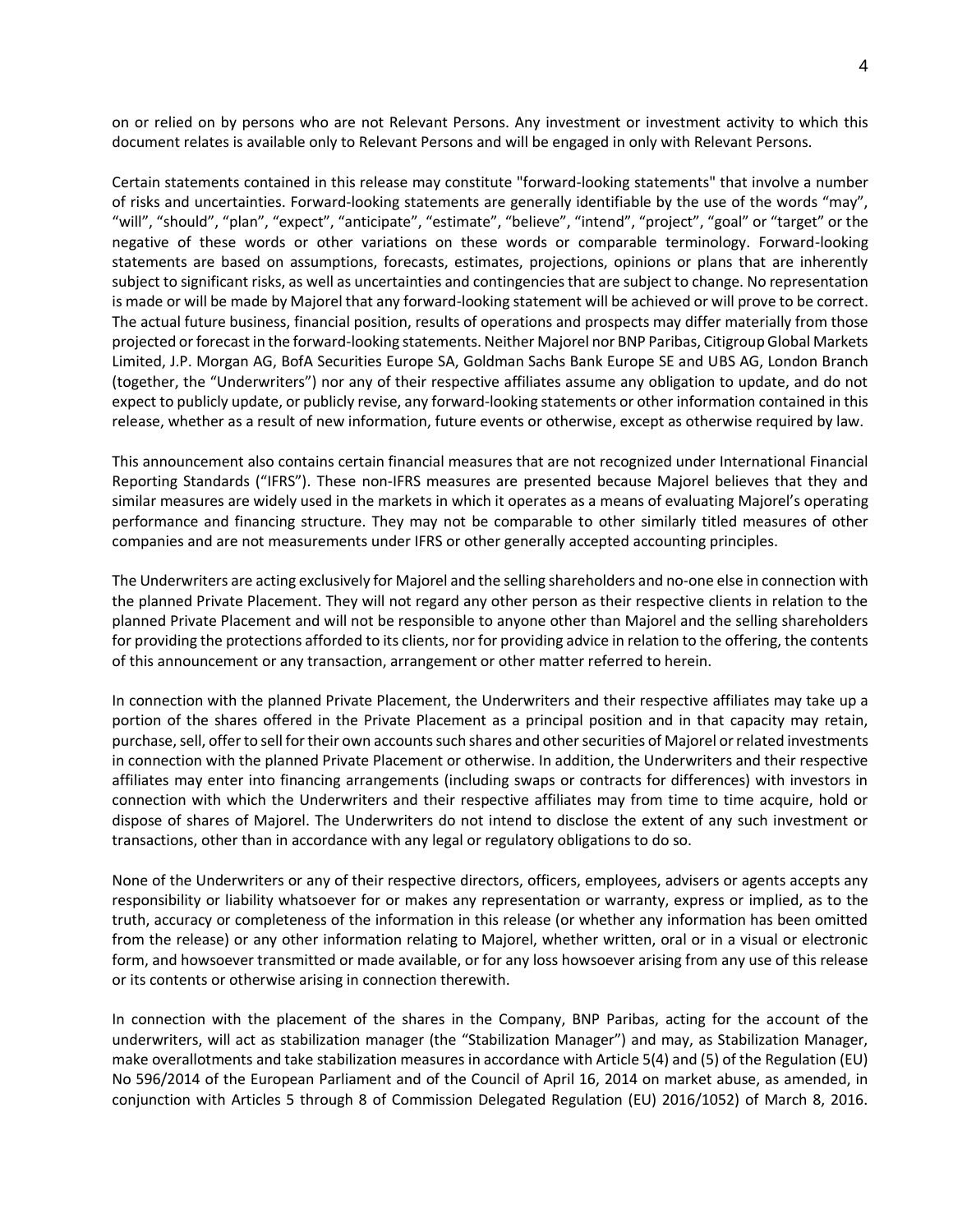on or relied on by persons who are not Relevant Persons. Any investment or investment activity to which this document relates is available only to Relevant Persons and will be engaged in only with Relevant Persons.

Certain statements contained in this release may constitute "forward-looking statements" that involve a number of risks and uncertainties. Forward-looking statements are generally identifiable by the use of the words "may", "will", "should", "plan", "expect", "anticipate", "estimate", "believe", "intend", "project", "goal" or "target" or the negative of these words or other variations on these words or comparable terminology. Forward-looking statements are based on assumptions, forecasts, estimates, projections, opinions or plans that are inherently subject to significant risks, as well as uncertainties and contingencies that are subject to change. No representation is made or will be made by Majorel that any forward-looking statement will be achieved or will prove to be correct. The actual future business, financial position, results of operations and prospects may differ materially from those projected or forecast in the forward-looking statements. Neither Majorel nor BNP Paribas, Citigroup Global Markets Limited, J.P. Morgan AG, BofA Securities Europe SA, Goldman Sachs Bank Europe SE and UBS AG, London Branch (together, the "Underwriters") nor any of their respective affiliates assume any obligation to update, and do not expect to publicly update, or publicly revise, any forward-looking statements or other information contained in this release, whether as a result of new information, future events or otherwise, except as otherwise required by law.

This announcement also contains certain financial measures that are not recognized under International Financial Reporting Standards ("IFRS"). These non-IFRS measures are presented because Majorel believes that they and similar measures are widely used in the markets in which it operates as a means of evaluating Majorel's operating performance and financing structure. They may not be comparable to other similarly titled measures of other companies and are not measurements under IFRS or other generally accepted accounting principles.

The Underwriters are acting exclusively for Majorel and the selling shareholders and no-one else in connection with the planned Private Placement. They will not regard any other person as their respective clients in relation to the planned Private Placement and will not be responsible to anyone other than Majorel and the selling shareholders for providing the protections afforded to its clients, nor for providing advice in relation to the offering, the contents of this announcement or any transaction, arrangement or other matter referred to herein.

In connection with the planned Private Placement, the Underwriters and their respective affiliates may take up a portion of the shares offered in the Private Placement as a principal position and in that capacity may retain, purchase, sell, offer to sell for their own accounts such shares and other securities of Majorel or related investments in connection with the planned Private Placement or otherwise. In addition, the Underwriters and their respective affiliates may enter into financing arrangements (including swaps or contracts for differences) with investors in connection with which the Underwriters and their respective affiliates may from time to time acquire, hold or dispose of shares of Majorel. The Underwriters do not intend to disclose the extent of any such investment or transactions, other than in accordance with any legal or regulatory obligations to do so.

None of the Underwriters or any of their respective directors, officers, employees, advisers or agents accepts any responsibility or liability whatsoever for or makes any representation or warranty, express or implied, as to the truth, accuracy or completeness of the information in this release (or whether any information has been omitted from the release) or any other information relating to Majorel, whether written, oral or in a visual or electronic form, and howsoever transmitted or made available, or for any loss howsoever arising from any use of this release or its contents or otherwise arising in connection therewith.

In connection with the placement of the shares in the Company, BNP Paribas, acting for the account of the underwriters, will act as stabilization manager (the "Stabilization Manager") and may, as Stabilization Manager, make overallotments and take stabilization measures in accordance with Article 5(4) and (5) of the Regulation (EU) No 596/2014 of the European Parliament and of the Council of April 16, 2014 on market abuse, as amended, in conjunction with Articles 5 through 8 of Commission Delegated Regulation (EU) 2016/1052) of March 8, 2016.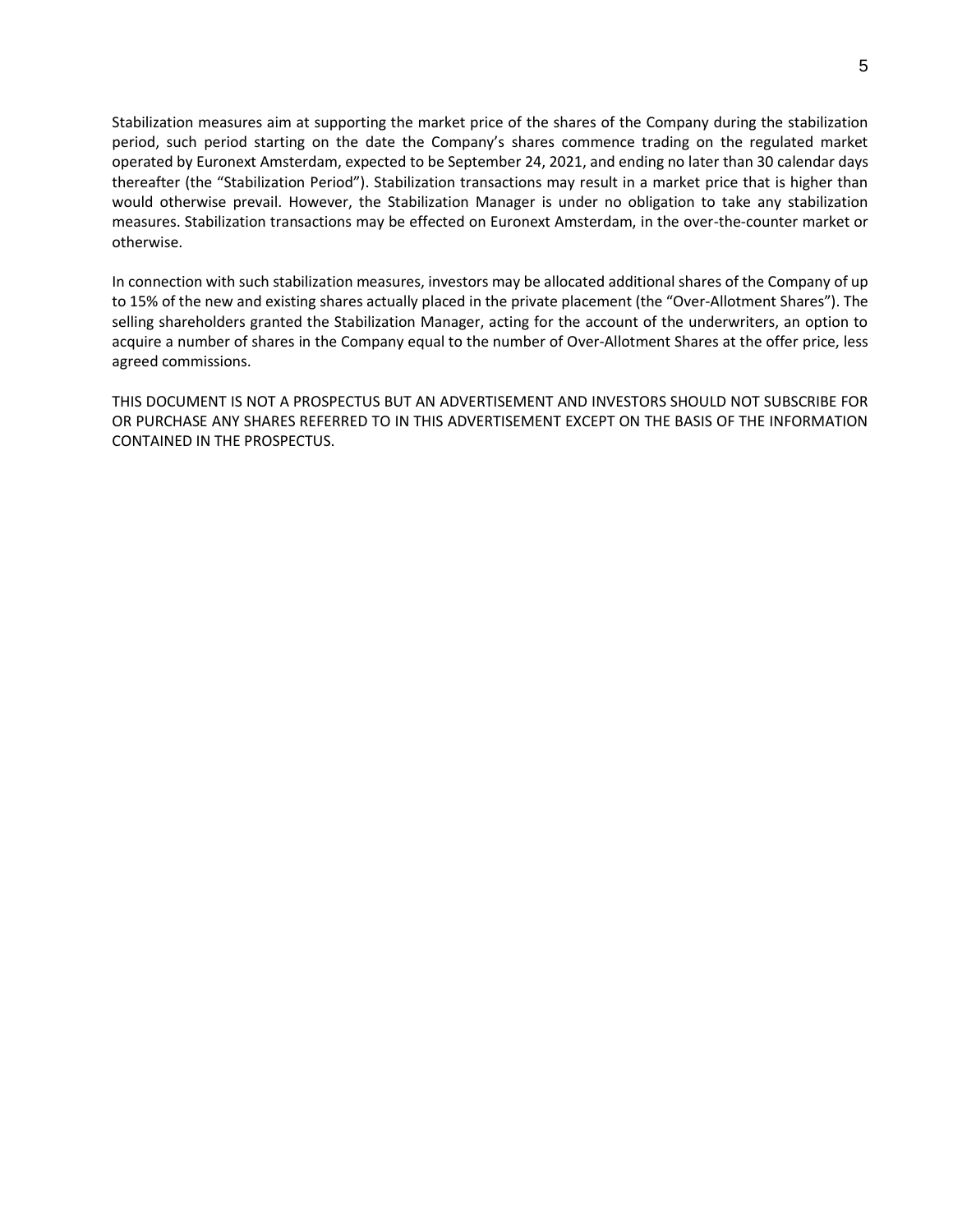Stabilization measures aim at supporting the market price of the shares of the Company during the stabilization period, such period starting on the date the Company's shares commence trading on the regulated market operated by Euronext Amsterdam, expected to be September 24, 2021, and ending no later than 30 calendar days thereafter (the "Stabilization Period"). Stabilization transactions may result in a market price that is higher than would otherwise prevail. However, the Stabilization Manager is under no obligation to take any stabilization measures. Stabilization transactions may be effected on Euronext Amsterdam, in the over-the-counter market or otherwise.

In connection with such stabilization measures, investors may be allocated additional shares of the Company of up to 15% of the new and existing shares actually placed in the private placement (the "Over-Allotment Shares"). The selling shareholders granted the Stabilization Manager, acting for the account of the underwriters, an option to acquire a number of shares in the Company equal to the number of Over-Allotment Shares at the offer price, less agreed commissions.

THIS DOCUMENT IS NOT A PROSPECTUS BUT AN ADVERTISEMENT AND INVESTORS SHOULD NOT SUBSCRIBE FOR OR PURCHASE ANY SHARES REFERRED TO IN THIS ADVERTISEMENT EXCEPT ON THE BASIS OF THE INFORMATION CONTAINED IN THE PROSPECTUS.